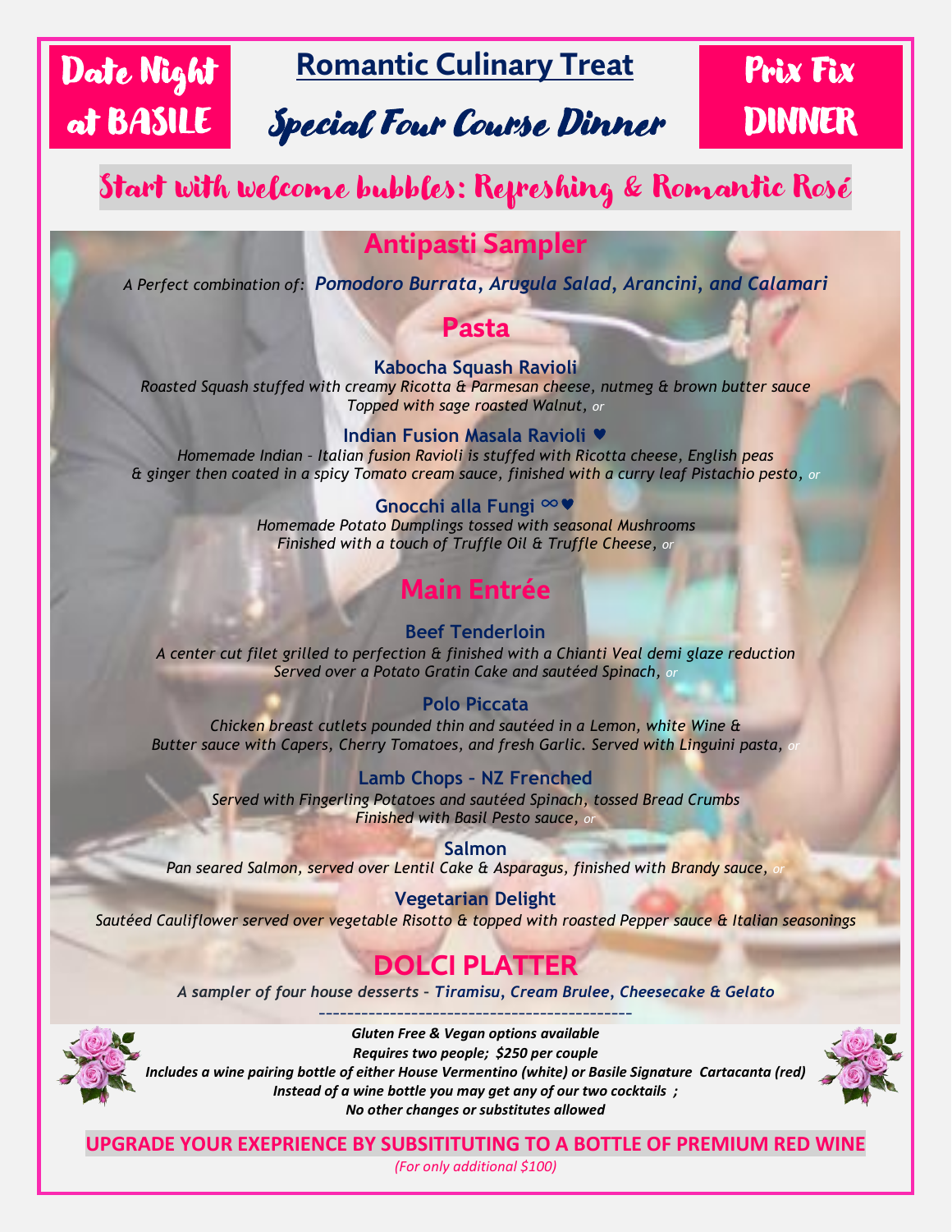**Date Night at BASILE**

# Romantic Culinary Treat

## Special Four Course Dinner

**Prix Fix DINNER**

**Start with welcome bubbles: Refreshing & Romantic Rosé**

## Antipasti Sampler

*A Perfect combination of: **Pomodoro Burrata, Arugula Salad, Arancini, and Calamari***

## Pasta

**Kabocha Squash Ravioli**
*Roasted Squash stuffed with creamy Ricotta & Parmesan cheese, nutmeg & brown butter sauce*
*Topped with sage roasted Walnut, or*

**Indian Fusion Masala Ravioli ♥**
*Homemade Indian - Italian fusion Ravioli is stuffed with Ricotta cheese, English peas*
*& ginger then coated in a spicy Tomato cream sauce, finished with a curry leaf Pistachio pesto, or*

**Gnocchi alla Fungi ∞♥**
*Homemade Potato Dumplings tossed with seasonal Mushrooms*
*Finished with a touch of Truffle Oil & Truffle Cheese, or*

## Main Entrée

**Beef Tenderloin**
*A center cut filet grilled to perfection & finished with a Chianti Veal demi glaze reduction*
*Served over a Potato Gratin Cake and sautéed Spinach, or*

**Polo Piccata**
*Chicken breast cutlets pounded thin and sautéed in a Lemon, white Wine &*
*Butter sauce with Capers, Cherry Tomatoes, and fresh Garlic. Served with Linguini pasta, or*

**Lamb Chops - NZ Frenched**
*Served with Fingerling Potatoes and sautéed Spinach, tossed Bread Crumbs*
*Finished with Basil Pesto sauce, or*

**Salmon**
*Pan seared Salmon, served over Lentil Cake & Asparagus, finished with Brandy sauce, or*

**Vegetarian Delight**
*Sautéed Cauliflower served over vegetable Risotto & topped with roasted Pepper sauce & Italian seasonings*

## DOLCI PLATTER

*A sampler of four house desserts - **Tiramisu, Cream Brulee, Cheesecake & Gelato***

---

***Gluten Free & Vegan options available***
***Requires two people; $250 per couple***
***Includes a wine pairing bottle of either House Vermentino (white) or Basile Signature Cartacanta (red)***
***Instead of a wine bottle you may get any of our two cocktails ;***
***No other changes or substitutes allowed***

**UPGRADE YOUR EXEPRIENCE BY SUBSITITUTING TO A BOTTLE OF PREMIUM RED WINE**
*(For only additional $100)*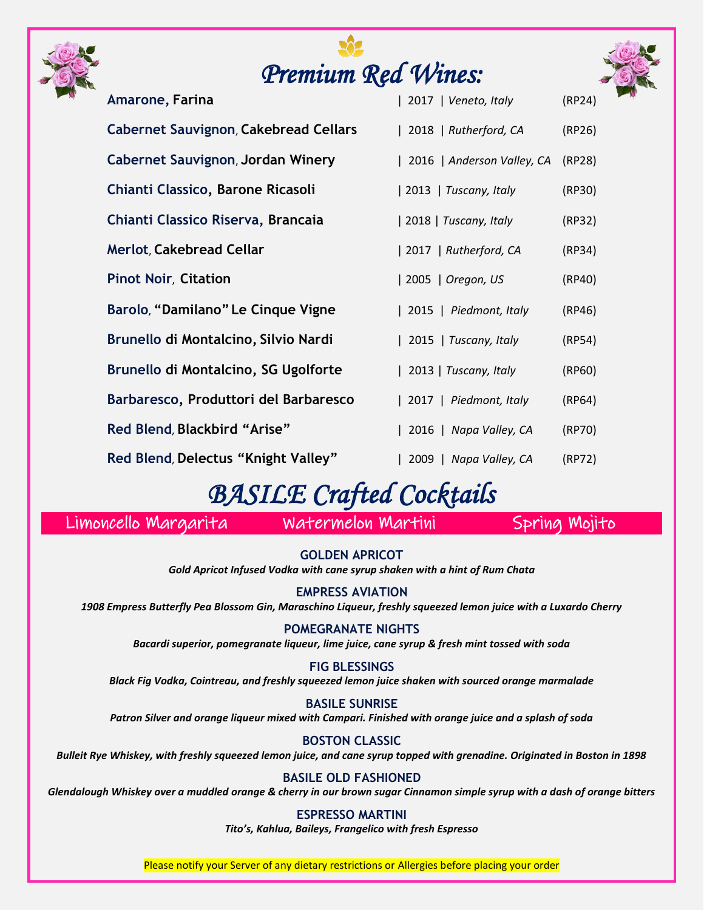# Premium Red Wines:

| | | | |
|---|---|---|---|
| **Amarone, Farina** | 2017 | *Veneto, Italy* | (RP24) |
| **Cabernet Sauvignon, Cakebread Cellars** | 2018 | *Rutherford, CA* | (RP26) |
| **Cabernet Sauvignon, Jordan Winery** | 2016 | *Anderson Valley, CA* | (RP28) |
| **Chianti Classico, Barone Ricasoli** | 2013 | *Tuscany, Italy* | (RP30) |
| **Chianti Classico Riserva, Brancaia** | 2018 | *Tuscany, Italy* | (RP32) |
| **Merlot, Cakebread Cellar** | 2017 | *Rutherford, CA* | (RP34) |
| **Pinot Noir, Citation** | 2005 | *Oregon, US* | (RP40) |
| **Barolo, "Damilano" Le Cinque Vigne** | 2015 | *Piedmont, Italy* | (RP46) |
| **Brunello di Montalcino, Silvio Nardi** | 2015 | *Tuscany, Italy* | (RP54) |
| **Brunello di Montalcino, SG Ugolforte** | 2013 | *Tuscany, Italy* | (RP60) |
| **Barbaresco, Produttori del Barbaresco** | 2017 | *Piedmont, Italy* | (RP64) |
| **Red Blend, Blackbird "Arise"** | 2016 | *Napa Valley, CA* | (RP70) |
| **Red Blend, Delectus "Knight Valley"** | 2009 | *Napa Valley, CA* | (RP72) |

# BASILE Crafted Cocktails

Limoncello Margarita | Watermelon Martini | Spring Mojito

### GOLDEN APRICOT
*Gold Apricot Infused Vodka with cane syrup shaken with a hint of Rum Chata*

### EMPRESS AVIATION
*1908 Empress Butterfly Pea Blossom Gin, Maraschino Liqueur, freshly squeezed lemon juice with a Luxardo Cherry*

### POMEGRANATE NIGHTS
*Bacardi superior, pomegranate liqueur, lime juice, cane syrup & fresh mint tossed with soda*

### FIG BLESSINGS
*Black Fig Vodka, Cointreau, and freshly squeezed lemon juice shaken with sourced orange marmalade*

### BASILE SUNRISE
*Patron Silver and orange liqueur mixed with Campari. Finished with orange juice and a splash of soda*

### BOSTON CLASSIC
*Bulleit Rye Whiskey, with freshly squeezed lemon juice, and cane syrup topped with grenadine. Originated in Boston in 1898*

### BASILE OLD FASHIONED
*Glendalough Whiskey over a muddled orange & cherry in our brown sugar Cinnamon simple syrup with a dash of orange bitters*

### ESPRESSO MARTINI
*Tito's, Kahlua, Baileys, Frangelico with fresh Espresso*

Please notify your Server of any dietary restrictions or Allergies before placing your order